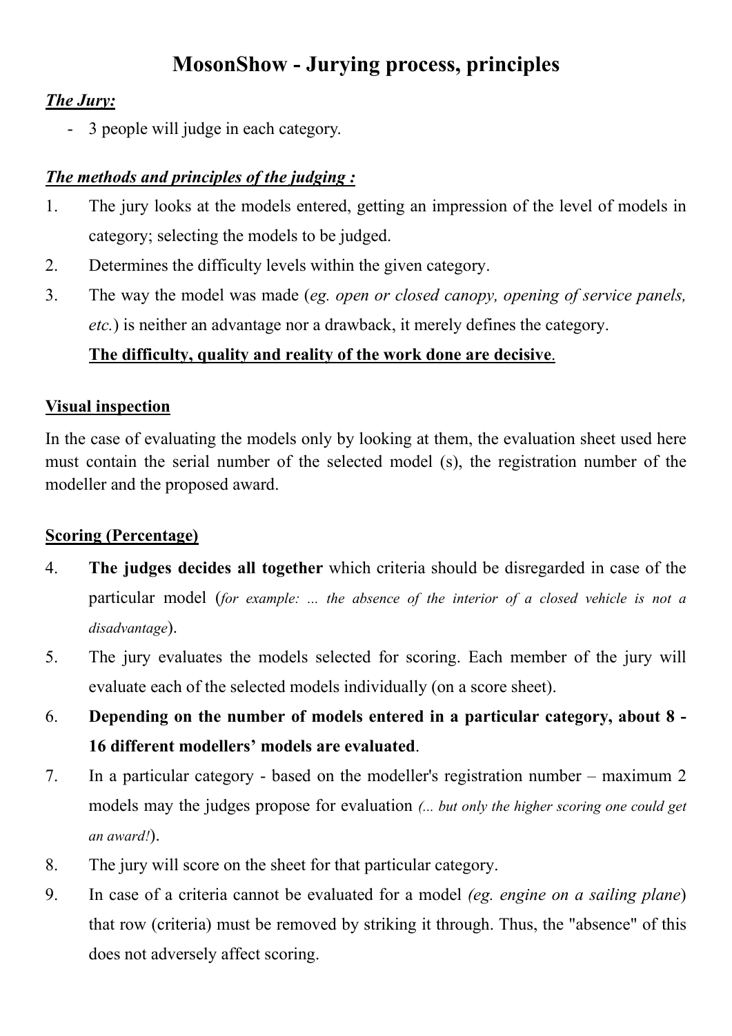# MosonShow - Jurying process, principles

***The Jury:***

- 3 people will judge in each category.

***The methods and principles of the judging :***

1. The jury looks at the models entered, getting an impression of the level of models in category; selecting the models to be judged.
2. Determines the difficulty levels within the given category.
3. The way the model was made (*eg. open or closed canopy, opening of service panels, etc.*) is neither an advantage nor a drawback, it merely defines the category.

   **The difficulty, quality and reality of the work done are decisive**.

**Visual inspection**

In the case of evaluating the models only by looking at them, the evaluation sheet used here must contain the serial number of the selected model (s), the registration number of the modeller and the proposed award.

**Scoring (Percentage)**

4. **The judges decides all together** which criteria should be disregarded in case of the particular model (*for example: ... the absence of the interior of a closed vehicle is not a disadvantage*).
5. The jury evaluates the models selected for scoring. Each member of the jury will evaluate each of the selected models individually (on a score sheet).
6. **Depending on the number of models entered in a particular category, about 8 - 16 different modellers' models are evaluated**.
7. In a particular category - based on the modeller's registration number – maximum 2 models may the judges propose for evaluation *(... but only the higher scoring one could get an award!)*.
8. The jury will score on the sheet for that particular category.
9. In case of a criteria cannot be evaluated for a model *(eg. engine on a sailing plane*) that row (criteria) must be removed by striking it through. Thus, the "absence" of this does not adversely affect scoring.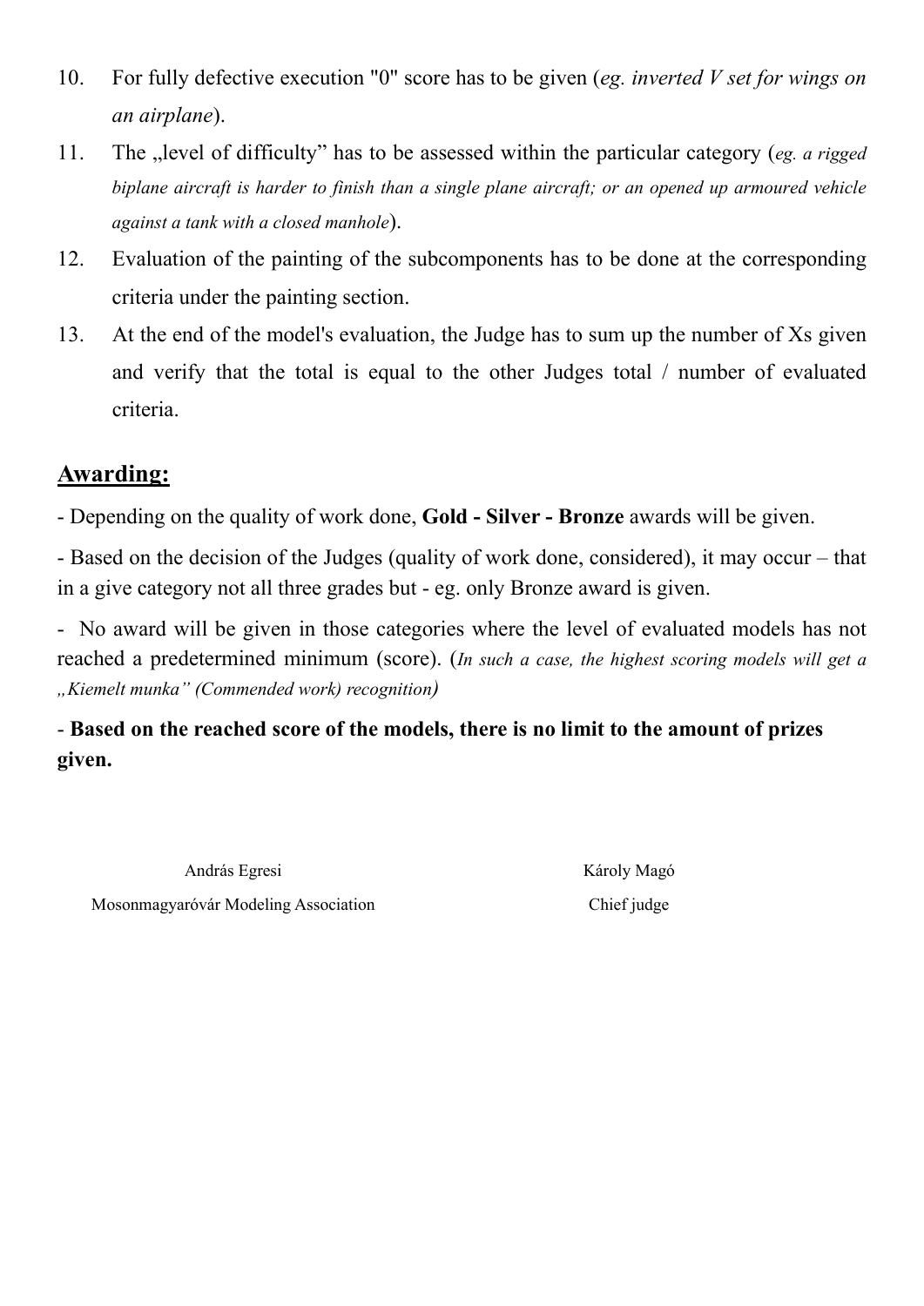10. For fully defective execution "0" score has to be given (*eg. inverted V set for wings on an airplane*).
11. The „level of difficulty" has to be assessed within the particular category (*eg. a rigged biplane aircraft is harder to finish than a single plane aircraft; or an opened up armoured vehicle against a tank with a closed manhole*).
12. Evaluation of the painting of the subcomponents has to be done at the corresponding criteria under the painting section.
13. At the end of the model's evaluation, the Judge has to sum up the number of Xs given and verify that the total is equal to the other Judges total / number of evaluated criteria.

## Awarding:

- Depending on the quality of work done, **Gold - Silver - Bronze** awards will be given.

- Based on the decision of the Judges (quality of work done, considered), it may occur – that in a give category not all three grades but - eg. only Bronze award is given.

- No award will be given in those categories where the level of evaluated models has not reached a predetermined minimum (score). (*In such a case, the highest scoring models will get a „Kiemelt munka" (Commended work) recognition)*

- **Based on the reached score of the models, there is no limit to the amount of prizes given.**

András Egresi
Mosonmagyaróvár Modeling Association

Károly Magó
Chief judge